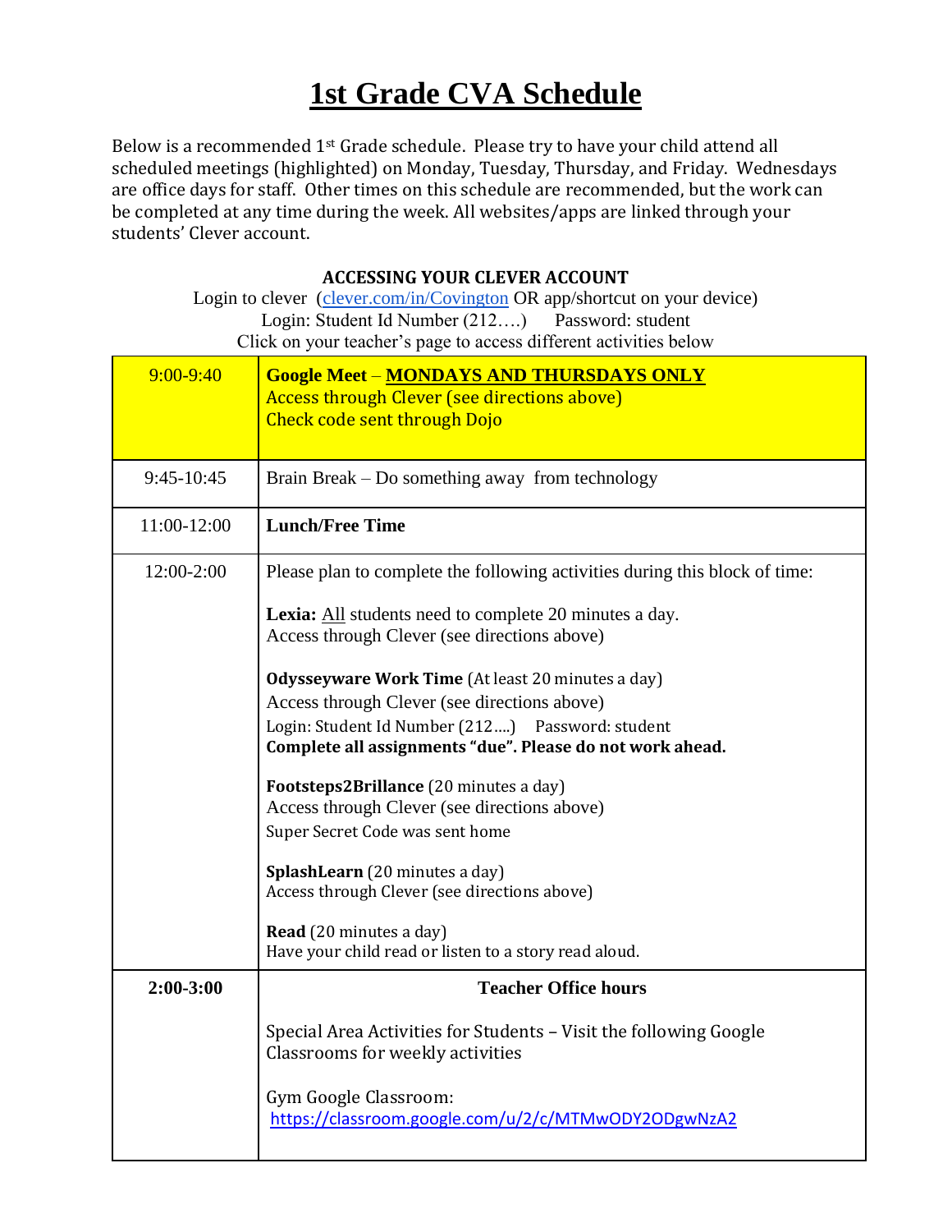# 1st Grade CVA Schedule

Below is a recommended 1st Grade schedule. Please try to have your child attend all scheduled meetings (highlighted) on Monday, Tuesday, Thursday, and Friday. Wednesdays are office days for staff. Other times on this schedule are recommended, but the work can be completed at any time during the week. All websites/apps are linked through your students' Clever account.

**ACCESSING YOUR CLEVER ACCOUNT**

Login to clever (clever.com/in/Covington OR app/shortcut on your device)
Login: Student Id Number (212….) Password: student
Click on your teacher's page to access different activities below

| Time | Activity |
|---|---|
| 9:00-9:40 | **Google Meet** – **MONDAYS AND THURSDAYS ONLY**<br>Access through Clever (see directions above)<br>Check code sent through Dojo |
| 9:45-10:45 | Brain Break – Do something away from technology |
| 11:00-12:00 | **Lunch/Free Time** |
| 12:00-2:00 | Please plan to complete the following activities during this block of time:<br><br>**Lexia:** All students need to complete 20 minutes a day.<br>Access through Clever (see directions above)<br><br>**Odysseyware Work Time** (At least 20 minutes a day)<br>Access through Clever (see directions above)<br>Login: Student Id Number (212….) Password: student<br>**Complete all assignments "due". Please do not work ahead.**<br><br>**Footsteps2Brillance** (20 minutes a day)<br>Access through Clever (see directions above)<br>Super Secret Code was sent home<br><br>**SplashLearn** (20 minutes a day)<br>Access through Clever (see directions above)<br><br>**Read** (20 minutes a day)<br>Have your child read or listen to a story read aloud. |
| **2:00-3:00** | **Teacher Office hours**<br><br>Special Area Activities for Students – Visit the following Google Classrooms for weekly activities<br><br>Gym Google Classroom:<br>https://classroom.google.com/u/2/c/MTMwODY2ODgwNzA2 |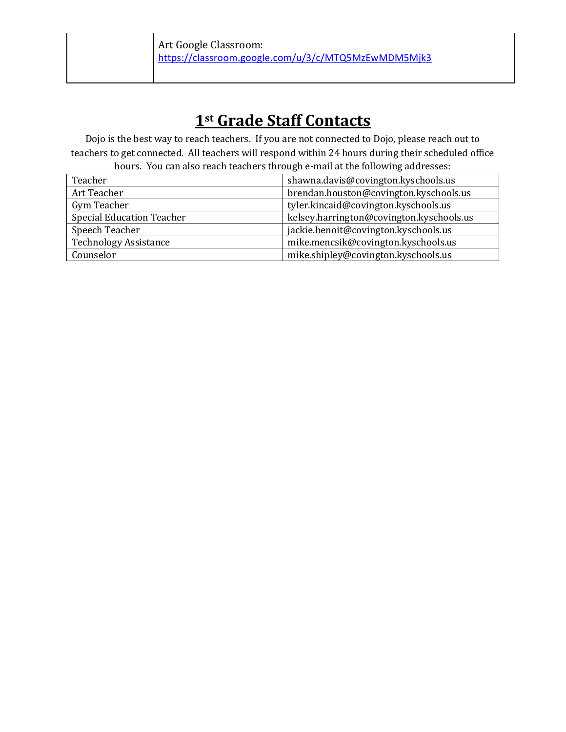| | |
|---|---|
| | Art Google Classroom: [https://classroom.google.com/u/3/c/MTQ5MzEwMDM5Mjk3](https://classroom.google.com/u/3/c/MTQ5MzEwMDM5Mjk3) |

# **1st Grade Staff Contacts**

Dojo is the best way to reach teachers. If you are not connected to Dojo, please reach out to teachers to get connected. All teachers will respond within 24 hours during their scheduled office hours. You can also reach teachers through e-mail at the following addresses:

| | |
|---|---|
| Teacher | shawna.davis@covington.kyschools.us |
| Art Teacher | brendan.houston@covington.kyschools.us |
| Gym Teacher | tyler.kincaid@covington.kyschools.us |
| Special Education Teacher | kelsey.harrington@covington.kyschools.us |
| Speech Teacher | jackie.benoit@covington.kyschools.us |
| Technology Assistance | mike.mencsik@covington.kyschools.us |
| Counselor | mike.shipley@covington.kyschools.us |